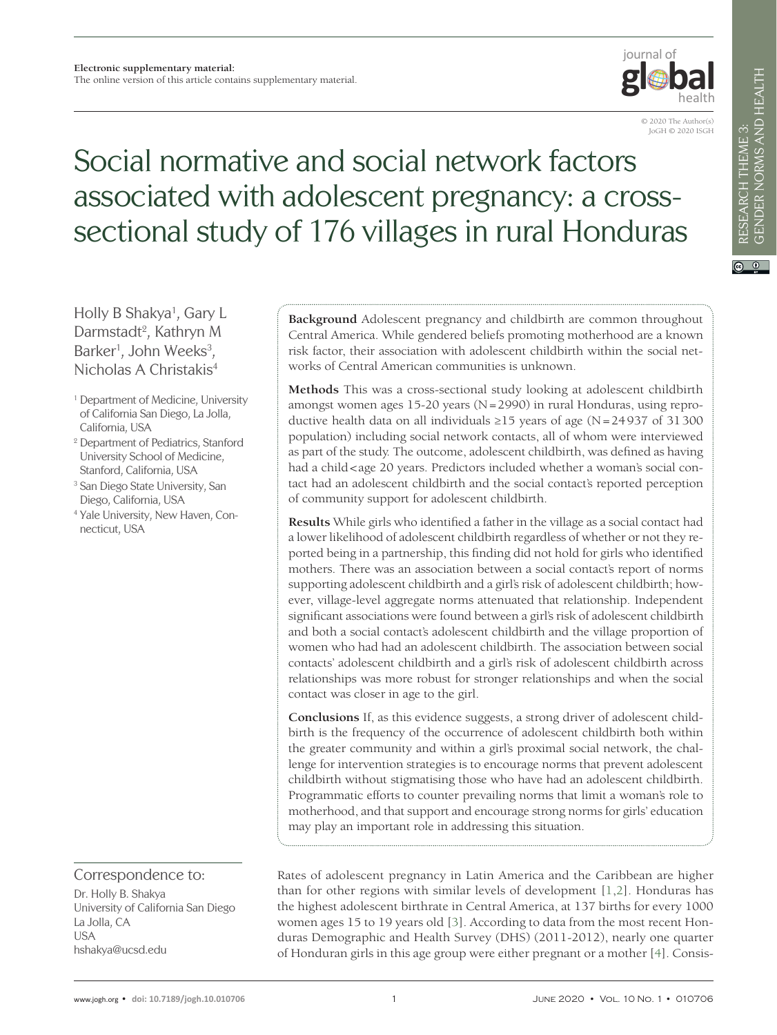Electronic supplementary material:
The online version of this article contains supplementary material.

© 2020 The Author(s)
JoGH © 2020 ISGH

# Social normative and social network factors associated with adolescent pregnancy: a cross-sectional study of 176 villages in rural Honduras

Holly B Shakya[1], Gary L Darmstadt[2], Kathryn M Barker[1], John Weeks[3], Nicholas A Christakis[4]

[1] Department of Medicine, University of California San Diego, La Jolla, California, USA
[2] Department of Pediatrics, Stanford University School of Medicine, Stanford, California, USA
[3] San Diego State University, San Diego, California, USA
[4] Yale University, New Haven, Connecticut, USA

**Background** Adolescent pregnancy and childbirth are common throughout Central America. While gendered beliefs promoting motherhood are a known risk factor, their association with adolescent childbirth within the social networks of Central American communities is unknown.

**Methods** This was a cross-sectional study looking at adolescent childbirth amongst women ages 15-20 years (N = 2990) in rural Honduras, using reproductive health data on all individuals ≥15 years of age (N = 24 937 of 31 300 population) including social network contacts, all of whom were interviewed as part of the study. The outcome, adolescent childbirth, was defined as having had a child < age 20 years. Predictors included whether a woman's social contact had an adolescent childbirth and the social contact's reported perception of community support for adolescent childbirth.

**Results** While girls who identified a father in the village as a social contact had a lower likelihood of adolescent childbirth regardless of whether or not they reported being in a partnership, this finding did not hold for girls who identified mothers. There was an association between a social contact's report of norms supporting adolescent childbirth and a girl's risk of adolescent childbirth; however, village-level aggregate norms attenuated that relationship. Independent significant associations were found between a girl's risk of adolescent childbirth and both a social contact's adolescent childbirth and the village proportion of women who had had an adolescent childbirth. The association between social contacts' adolescent childbirth and a girl's risk of adolescent childbirth across relationships was more robust for stronger relationships and when the social contact was closer in age to the girl.

**Conclusions** If, as this evidence suggests, a strong driver of adolescent childbirth is the frequency of the occurrence of adolescent childbirth both within the greater community and within a girl's proximal social network, the challenge for intervention strategies is to encourage norms that prevent adolescent childbirth without stigmatising those who have had an adolescent childbirth. Programmatic efforts to counter prevailing norms that limit a woman's role to motherhood, and that support and encourage strong norms for girls' education may play an important role in addressing this situation.

Correspondence to:
Dr. Holly B. Shakya
University of California San Diego
La Jolla, CA
USA
hshakya@ucsd.edu

Rates of adolescent pregnancy in Latin America and the Caribbean are higher than for other regions with similar levels of development [1,2]. Honduras has the highest adolescent birthrate in Central America, at 137 births for every 1000 women ages 15 to 19 years old [3]. According to data from the most recent Honduras Demographic and Health Survey (DHS) (2011-2012), nearly one quarter of Honduran girls in this age group were either pregnant or a mother [4]. Consis-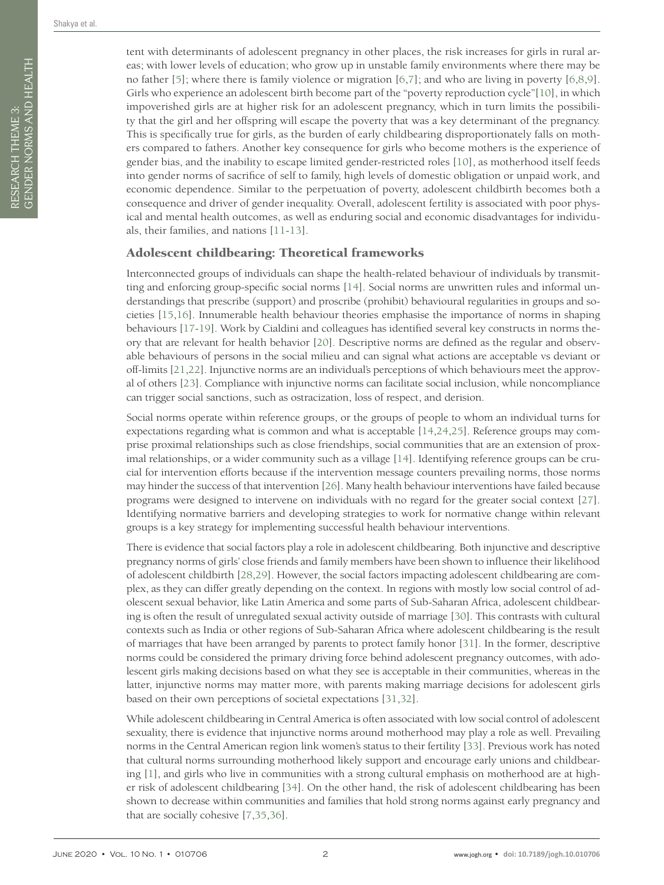tent with determinants of adolescent pregnancy in other places, the risk increases for girls in rural areas; with lower levels of education; who grow up in unstable family environments where there may be no father [5]; where there is family violence or migration [6,7]; and who are living in poverty [6,8,9]. Girls who experience an adolescent birth become part of the "poverty reproduction cycle"[10], in which impoverished girls are at higher risk for an adolescent pregnancy, which in turn limits the possibility that the girl and her offspring will escape the poverty that was a key determinant of the pregnancy. This is specifically true for girls, as the burden of early childbearing disproportionately falls on mothers compared to fathers. Another key consequence for girls who become mothers is the experience of gender bias, and the inability to escape limited gender-restricted roles [10], as motherhood itself feeds into gender norms of sacrifice of self to family, high levels of domestic obligation or unpaid work, and economic dependence. Similar to the perpetuation of poverty, adolescent childbirth becomes both a consequence and driver of gender inequality. Overall, adolescent fertility is associated with poor physical and mental health outcomes, as well as enduring social and economic disadvantages for individuals, their families, and nations [11-13].

## Adolescent childbearing: Theoretical frameworks

Interconnected groups of individuals can shape the health-related behaviour of individuals by transmitting and enforcing group-specific social norms [14]. Social norms are unwritten rules and informal understandings that prescribe (support) and proscribe (prohibit) behavioural regularities in groups and societies [15,16]. Innumerable health behaviour theories emphasise the importance of norms in shaping behaviours [17-19]. Work by Cialdini and colleagues has identified several key constructs in norms theory that are relevant for health behavior [20]. Descriptive norms are defined as the regular and observable behaviours of persons in the social milieu and can signal what actions are acceptable vs deviant or off-limits [21,22]. Injunctive norms are an individual's perceptions of which behaviours meet the approval of others [23]. Compliance with injunctive norms can facilitate social inclusion, while noncompliance can trigger social sanctions, such as ostracization, loss of respect, and derision.

Social norms operate within reference groups, or the groups of people to whom an individual turns for expectations regarding what is common and what is acceptable [14,24,25]. Reference groups may comprise proximal relationships such as close friendships, social communities that are an extension of proximal relationships, or a wider community such as a village [14]. Identifying reference groups can be crucial for intervention efforts because if the intervention message counters prevailing norms, those norms may hinder the success of that intervention [26]. Many health behaviour interventions have failed because programs were designed to intervene on individuals with no regard for the greater social context [27]. Identifying normative barriers and developing strategies to work for normative change within relevant groups is a key strategy for implementing successful health behaviour interventions.

There is evidence that social factors play a role in adolescent childbearing. Both injunctive and descriptive pregnancy norms of girls' close friends and family members have been shown to influence their likelihood of adolescent childbirth [28,29]. However, the social factors impacting adolescent childbearing are complex, as they can differ greatly depending on the context. In regions with mostly low social control of adolescent sexual behavior, like Latin America and some parts of Sub-Saharan Africa, adolescent childbearing is often the result of unregulated sexual activity outside of marriage [30]. This contrasts with cultural contexts such as India or other regions of Sub-Saharan Africa where adolescent childbearing is the result of marriages that have been arranged by parents to protect family honor [31]. In the former, descriptive norms could be considered the primary driving force behind adolescent pregnancy outcomes, with adolescent girls making decisions based on what they see is acceptable in their communities, whereas in the latter, injunctive norms may matter more, with parents making marriage decisions for adolescent girls based on their own perceptions of societal expectations [31,32].

While adolescent childbearing in Central America is often associated with low social control of adolescent sexuality, there is evidence that injunctive norms around motherhood may play a role as well. Prevailing norms in the Central American region link women's status to their fertility [33]. Previous work has noted that cultural norms surrounding motherhood likely support and encourage early unions and childbearing [1], and girls who live in communities with a strong cultural emphasis on motherhood are at higher risk of adolescent childbearing [34]. On the other hand, the risk of adolescent childbearing has been shown to decrease within communities and families that hold strong norms against early pregnancy and that are socially cohesive [7,35,36].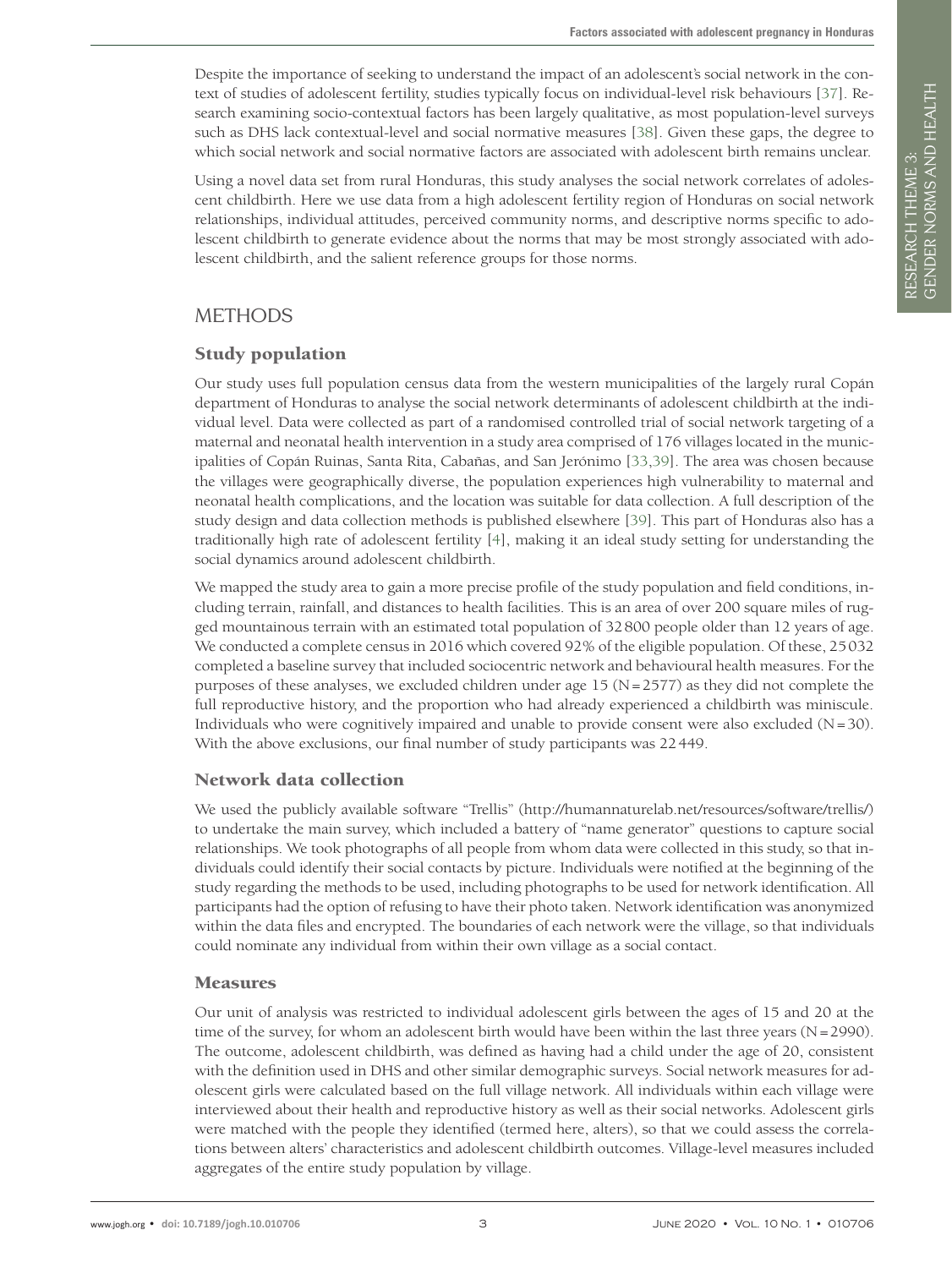Despite the importance of seeking to understand the impact of an adolescent's social network in the context of studies of adolescent fertility, studies typically focus on individual-level risk behaviours [37]. Research examining socio-contextual factors has been largely qualitative, as most population-level surveys such as DHS lack contextual-level and social normative measures [38]. Given these gaps, the degree to which social network and social normative factors are associated with adolescent birth remains unclear.

Using a novel data set from rural Honduras, this study analyses the social network correlates of adolescent childbirth. Here we use data from a high adolescent fertility region of Honduras on social network relationships, individual attitudes, perceived community norms, and descriptive norms specific to adolescent childbirth to generate evidence about the norms that may be most strongly associated with adolescent childbirth, and the salient reference groups for those norms.

# METHODS

## Study population

Our study uses full population census data from the western municipalities of the largely rural Copán department of Honduras to analyse the social network determinants of adolescent childbirth at the individual level. Data were collected as part of a randomised controlled trial of social network targeting of a maternal and neonatal health intervention in a study area comprised of 176 villages located in the municipalities of Copán Ruinas, Santa Rita, Cabañas, and San Jerónimo [33,39]. The area was chosen because the villages were geographically diverse, the population experiences high vulnerability to maternal and neonatal health complications, and the location was suitable for data collection. A full description of the study design and data collection methods is published elsewhere [39]. This part of Honduras also has a traditionally high rate of adolescent fertility [4], making it an ideal study setting for understanding the social dynamics around adolescent childbirth.

We mapped the study area to gain a more precise profile of the study population and field conditions, including terrain, rainfall, and distances to health facilities. This is an area of over 200 square miles of rugged mountainous terrain with an estimated total population of 32 800 people older than 12 years of age. We conducted a complete census in 2016 which covered 92% of the eligible population. Of these, 25 032 completed a baseline survey that included sociocentric network and behavioural health measures. For the purposes of these analyses, we excluded children under age 15 (N = 2577) as they did not complete the full reproductive history, and the proportion who had already experienced a childbirth was miniscule. Individuals who were cognitively impaired and unable to provide consent were also excluded (N = 30). With the above exclusions, our final number of study participants was 22 449.

## Network data collection

We used the publicly available software "Trellis" (http://humannaturelab.net/resources/software/trellis/) to undertake the main survey, which included a battery of "name generator" questions to capture social relationships. We took photographs of all people from whom data were collected in this study, so that individuals could identify their social contacts by picture. Individuals were notified at the beginning of the study regarding the methods to be used, including photographs to be used for network identification. All participants had the option of refusing to have their photo taken. Network identification was anonymized within the data files and encrypted. The boundaries of each network were the village, so that individuals could nominate any individual from within their own village as a social contact.

## Measures

Our unit of analysis was restricted to individual adolescent girls between the ages of 15 and 20 at the time of the survey, for whom an adolescent birth would have been within the last three years (N = 2990). The outcome, adolescent childbirth, was defined as having had a child under the age of 20, consistent with the definition used in DHS and other similar demographic surveys. Social network measures for adolescent girls were calculated based on the full village network. All individuals within each village were interviewed about their health and reproductive history as well as their social networks. Adolescent girls were matched with the people they identified (termed here, alters), so that we could assess the correlations between alters' characteristics and adolescent childbirth outcomes. Village-level measures included aggregates of the entire study population by village.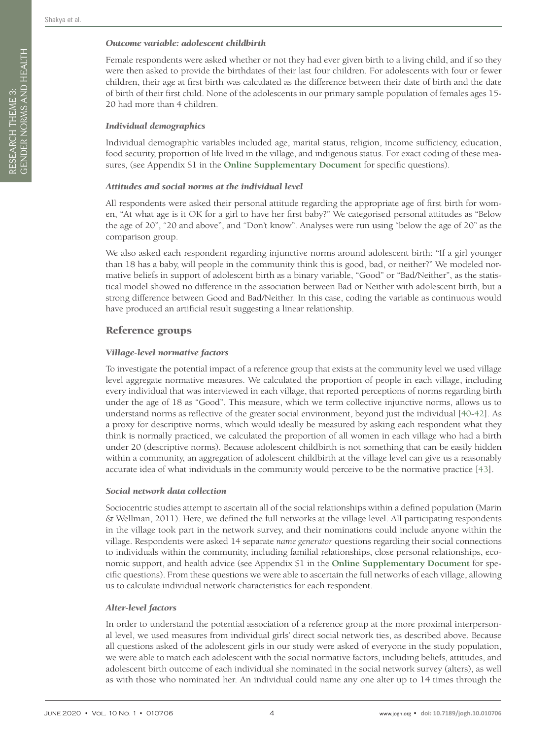### *Outcome variable: adolescent childbirth*

Female respondents were asked whether or not they had ever given birth to a living child, and if so they were then asked to provide the birthdates of their last four children. For adolescents with four or fewer children, their age at first birth was calculated as the difference between their date of birth and the date of birth of their first child. None of the adolescents in our primary sample population of females ages 15-20 had more than 4 children.

### *Individual demographics*

Individual demographic variables included age, marital status, religion, income sufficiency, education, food security, proportion of life lived in the village, and indigenous status. For exact coding of these measures, (see Appendix S1 in the **Online Supplementary Document** for specific questions).

### *Attitudes and social norms at the individual level*

All respondents were asked their personal attitude regarding the appropriate age of first birth for women, "At what age is it OK for a girl to have her first baby?" We categorised personal attitudes as "Below the age of 20", "20 and above", and "Don't know". Analyses were run using "below the age of 20" as the comparison group.

We also asked each respondent regarding injunctive norms around adolescent birth: "If a girl younger than 18 has a baby, will people in the community think this is good, bad, or neither?" We modeled normative beliefs in support of adolescent birth as a binary variable, "Good" or "Bad/Neither", as the statistical model showed no difference in the association between Bad or Neither with adolescent birth, but a strong difference between Good and Bad/Neither. In this case, coding the variable as continuous would have produced an artificial result suggesting a linear relationship.

## Reference groups

### *Village-level normative factors*

To investigate the potential impact of a reference group that exists at the community level we used village level aggregate normative measures. We calculated the proportion of people in each village, including every individual that was interviewed in each village, that reported perceptions of norms regarding birth under the age of 18 as "Good". This measure, which we term collective injunctive norms, allows us to understand norms as reflective of the greater social environment, beyond just the individual [40-42]. As a proxy for descriptive norms, which would ideally be measured by asking each respondent what they think is normally practiced, we calculated the proportion of all women in each village who had a birth under 20 (descriptive norms). Because adolescent childbirth is not something that can be easily hidden within a community, an aggregation of adolescent childbirth at the village level can give us a reasonably accurate idea of what individuals in the community would perceive to be the normative practice [43].

### *Social network data collection*

Sociocentric studies attempt to ascertain all of the social relationships within a defined population (Marin & Wellman, 2011). Here, we defined the full networks at the village level. All participating respondents in the village took part in the network survey, and their nominations could include anyone within the village. Respondents were asked 14 separate *name generator* questions regarding their social connections to individuals within the community, including familial relationships, close personal relationships, economic support, and health advice (see Appendix S1 in the **Online Supplementary Document** for specific questions). From these questions we were able to ascertain the full networks of each village, allowing us to calculate individual network characteristics for each respondent.

### *Alter-level factors*

In order to understand the potential association of a reference group at the more proximal interpersonal level, we used measures from individual girls' direct social network ties, as described above. Because all questions asked of the adolescent girls in our study were asked of everyone in the study population, we were able to match each adolescent with the social normative factors, including beliefs, attitudes, and adolescent birth outcome of each individual she nominated in the social network survey (alters), as well as with those who nominated her. An individual could name any one alter up to 14 times through the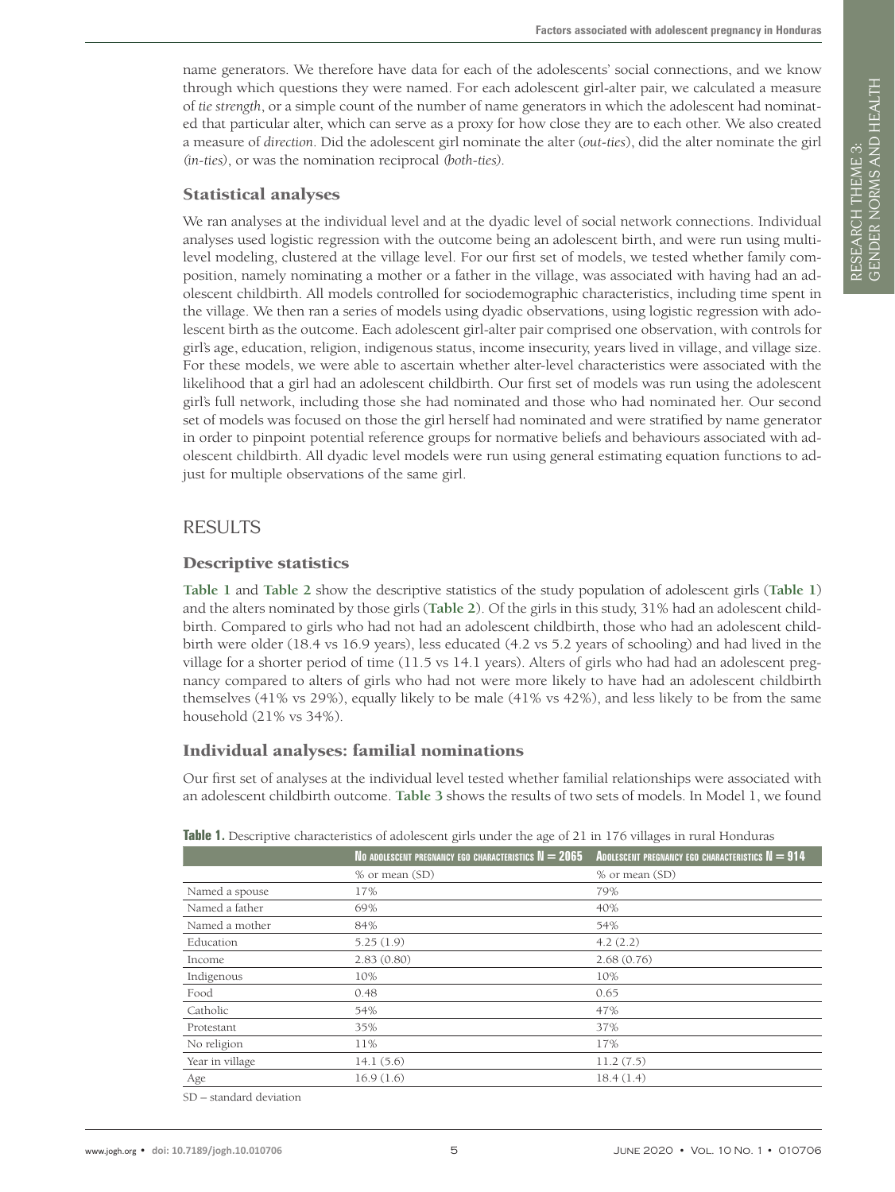name generators. We therefore have data for each of the adolescents' social connections, and we know through which questions they were named. For each adolescent girl-alter pair, we calculated a measure of *tie strength*, or a simple count of the number of name generators in which the adolescent had nominated that particular alter, which can serve as a proxy for how close they are to each other. We also created a measure of *direction*. Did the adolescent girl nominate the alter (*out-ties*), did the alter nominate the girl (*in-ties*), or was the nomination reciprocal (*both-ties*).

### Statistical analyses

We ran analyses at the individual level and at the dyadic level of social network connections. Individual analyses used logistic regression with the outcome being an adolescent birth, and were run using multilevel modeling, clustered at the village level. For our first set of models, we tested whether family composition, namely nominating a mother or a father in the village, was associated with having had an adolescent childbirth. All models controlled for sociodemographic characteristics, including time spent in the village. We then ran a series of models using dyadic observations, using logistic regression with adolescent birth as the outcome. Each adolescent girl-alter pair comprised one observation, with controls for girl's age, education, religion, indigenous status, income insecurity, years lived in village, and village size. For these models, we were able to ascertain whether alter-level characteristics were associated with the likelihood that a girl had an adolescent childbirth. Our first set of models was run using the adolescent girl's full network, including those she had nominated and those who had nominated her. Our second set of models was focused on those the girl herself had nominated and were stratified by name generator in order to pinpoint potential reference groups for normative beliefs and behaviours associated with adolescent childbirth. All dyadic level models were run using general estimating equation functions to adjust for multiple observations of the same girl.

## RESULTS

### Descriptive statistics

**Table 1** and **Table 2** show the descriptive statistics of the study population of adolescent girls (**Table 1**) and the alters nominated by those girls (**Table 2**). Of the girls in this study, 31% had an adolescent childbirth. Compared to girls who had not had an adolescent childbirth, those who had an adolescent childbirth were older (18.4 vs 16.9 years), less educated (4.2 vs 5.2 years of schooling) and had lived in the village for a shorter period of time (11.5 vs 14.1 years). Alters of girls who had had an adolescent pregnancy compared to alters of girls who had not were more likely to have had an adolescent childbirth themselves (41% vs 29%), equally likely to be male (41% vs 42%), and less likely to be from the same household (21% vs 34%).

### Individual analyses: familial nominations

Our first set of analyses at the individual level tested whether familial relationships were associated with an adolescent childbirth outcome. **Table 3** shows the results of two sets of models. In Model 1, we found

**Table 1.** Descriptive characteristics of adolescent girls under the age of 21 in 176 villages in rural Honduras

| | No adolescent pregnancy ego characteristics N = 2065 | Adolescent pregnancy ego characteristics N = 914 |
|---|---|---|
| | % or mean (SD) | % or mean (SD) |
| Named a spouse | 17% | 79% |
| Named a father | 69% | 40% |
| Named a mother | 84% | 54% |
| Education | 5.25 (1.9) | 4.2 (2.2) |
| Income | 2.83 (0.80) | 2.68 (0.76) |
| Indigenous | 10% | 10% |
| Food | 0.48 | 0.65 |
| Catholic | 54% | 47% |
| Protestant | 35% | 37% |
| No religion | 11% | 17% |
| Year in village | 14.1 (5.6) | 11.2 (7.5) |
| Age | 16.9 (1.6) | 18.4 (1.4) |

SD – standard deviation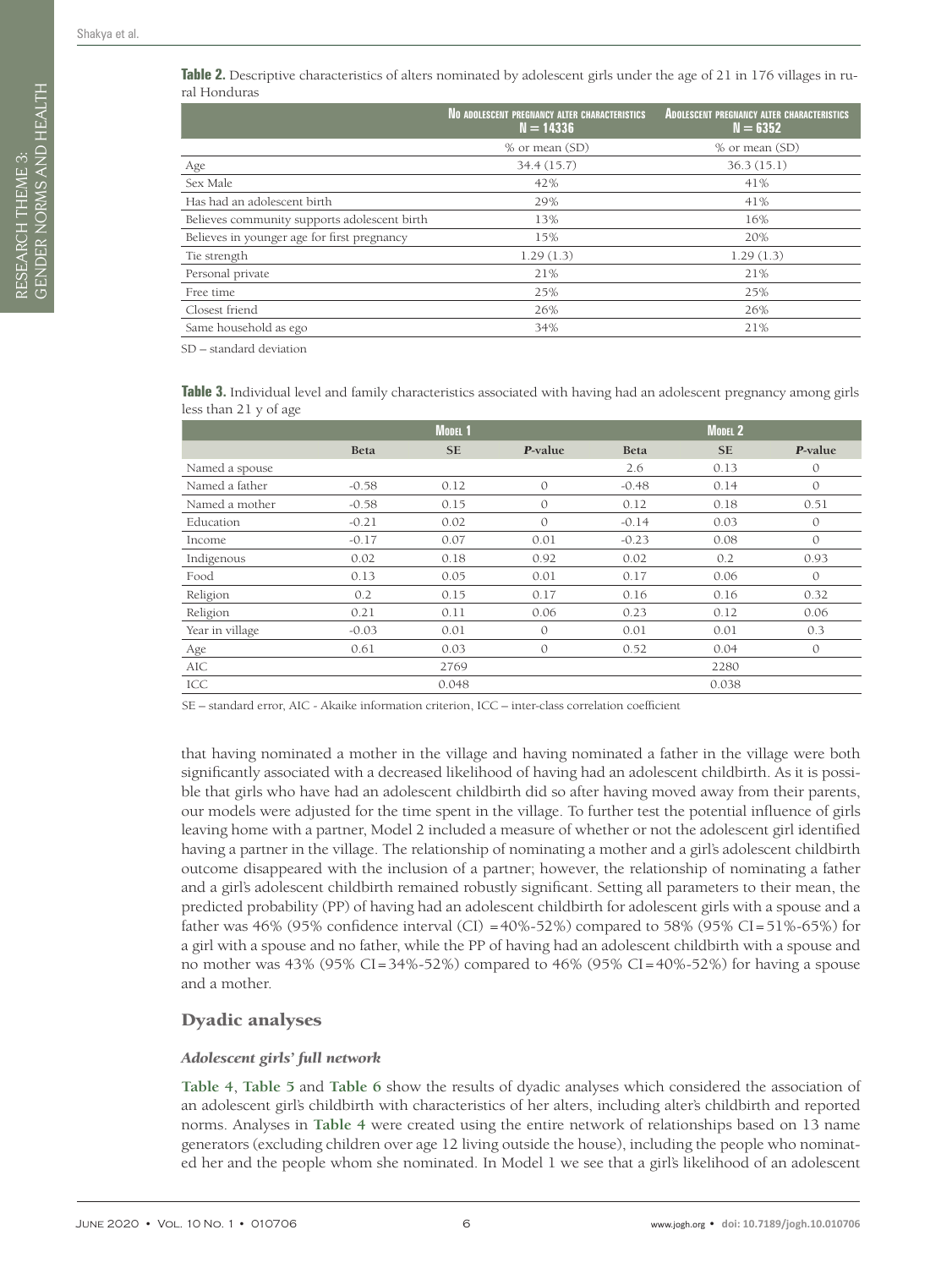**Table 2.** Descriptive characteristics of alters nominated by adolescent girls under the age of 21 in 176 villages in rural Honduras

| | No adolescent pregnancy alter characteristics N = 14336 | Adolescent pregnancy alter characteristics N = 6352 |
|---|---|---|
| | % or mean (SD) | % or mean (SD) |
| Age | 34.4 (15.7) | 36.3 (15.1) |
| Sex Male | 42% | 41% |
| Has had an adolescent birth | 29% | 41% |
| Believes community supports adolescent birth | 13% | 16% |
| Believes in younger age for first pregnancy | 15% | 20% |
| Tie strength | 1.29 (1.3) | 1.29 (1.3) |
| Personal private | 21% | 21% |
| Free time | 25% | 25% |
| Closest friend | 26% | 26% |
| Same household as ego | 34% | 21% |

SD – standard deviation

**Table 3.** Individual level and family characteristics associated with having had an adolescent pregnancy among girls less than 21 y of age

| | Model 1 | | | Model 2 | | |
|---|---|---|---|---|---|---|
| | Beta | SE | *P*-value | Beta | SE | *P*-value |
| Named a spouse | | | | 2.6 | 0.13 | 0 |
| Named a father | -0.58 | 0.12 | 0 | -0.48 | 0.14 | 0 |
| Named a mother | -0.58 | 0.15 | 0 | 0.12 | 0.18 | 0.51 |
| Education | -0.21 | 0.02 | 0 | -0.14 | 0.03 | 0 |
| Income | -0.17 | 0.07 | 0.01 | -0.23 | 0.08 | 0 |
| Indigenous | 0.02 | 0.18 | 0.92 | 0.02 | 0.2 | 0.93 |
| Food | 0.13 | 0.05 | 0.01 | 0.17 | 0.06 | 0 |
| Religion | 0.2 | 0.15 | 0.17 | 0.16 | 0.16 | 0.32 |
| Religion | 0.21 | 0.11 | 0.06 | 0.23 | 0.12 | 0.06 |
| Year in village | -0.03 | 0.01 | 0 | 0.01 | 0.01 | 0.3 |
| Age | 0.61 | 0.03 | 0 | 0.52 | 0.04 | 0 |
| AIC | | 2769 | | | 2280 | |
| ICC | | 0.048 | | | 0.038 | |

SE – standard error, AIC - Akaike information criterion, ICC – inter-class correlation coefficient

that having nominated a mother in the village and having nominated a father in the village were both significantly associated with a decreased likelihood of having had an adolescent childbirth. As it is possible that girls who have had an adolescent childbirth did so after having moved away from their parents, our models were adjusted for the time spent in the village. To further test the potential influence of girls leaving home with a partner, Model 2 included a measure of whether or not the adolescent girl identified having a partner in the village. The relationship of nominating a mother and a girl's adolescent childbirth outcome disappeared with the inclusion of a partner; however, the relationship of nominating a father and a girl's adolescent childbirth remained robustly significant. Setting all parameters to their mean, the predicted probability (PP) of having had an adolescent childbirth for adolescent girls with a spouse and a father was 46% (95% confidence interval (CI) =40%-52%) compared to 58% (95% CI=51%-65%) for a girl with a spouse and no father, while the PP of having had an adolescent childbirth with a spouse and no mother was 43% (95% CI=34%-52%) compared to 46% (95% CI=40%-52%) for having a spouse and a mother.

## Dyadic analyses

### *Adolescent girls' full network*

**Table 4**, **Table 5** and **Table 6** show the results of dyadic analyses which considered the association of an adolescent girl's childbirth with characteristics of her alters, including alter's childbirth and reported norms. Analyses in **Table 4** were created using the entire network of relationships based on 13 name generators (excluding children over age 12 living outside the house), including the people who nominated her and the people whom she nominated. In Model 1 we see that a girl's likelihood of an adolescent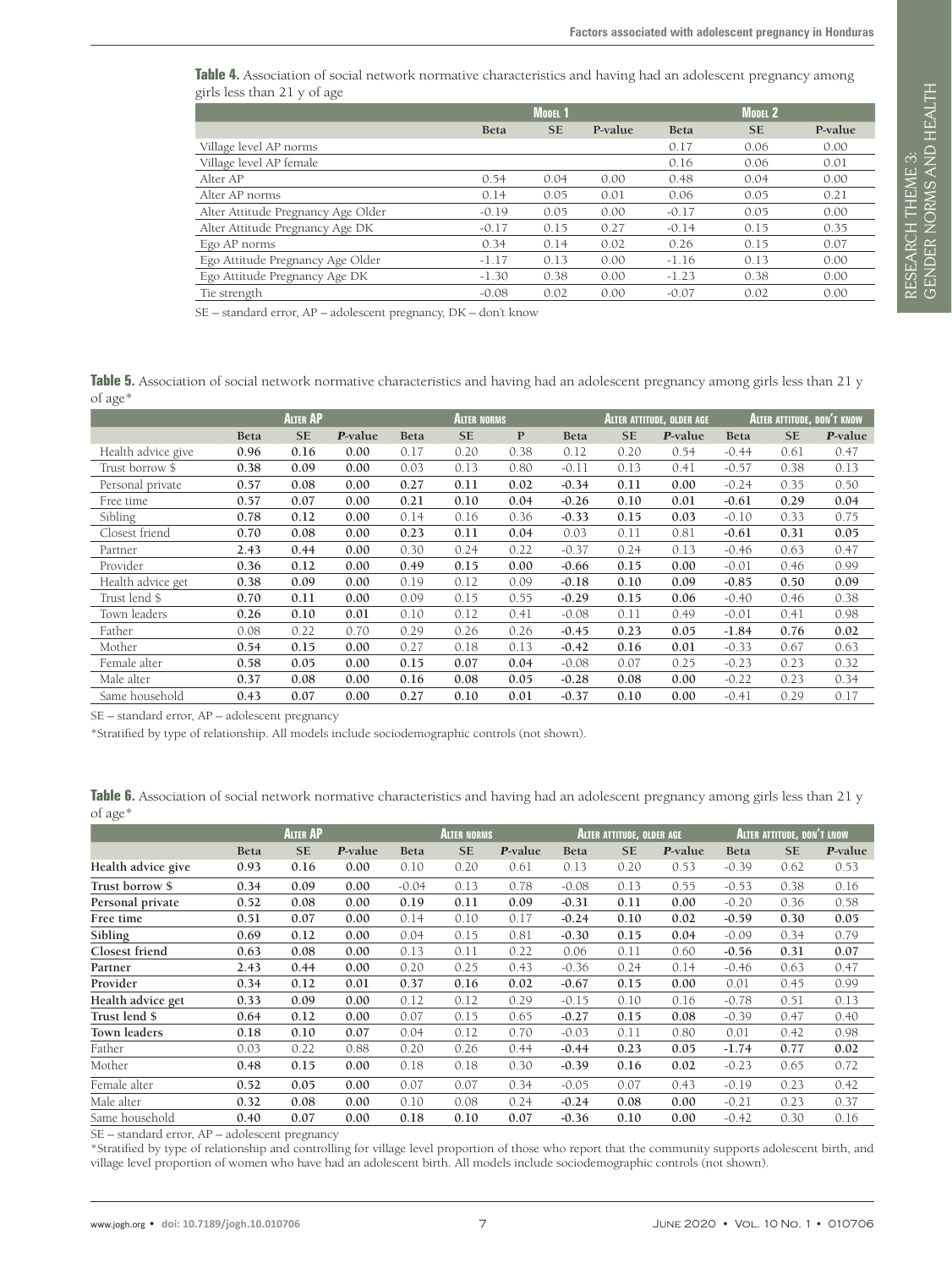**Table 4.** Association of social network normative characteristics and having had an adolescent pregnancy among girls less than 21 y of age

| | Model 1 | | | Model 2 | | |
|---|---|---|---|---|---|---|
| | Beta | SE | P-value | Beta | SE | P-value |
| Village level AP norms | | | | 0.17 | 0.06 | 0.00 |
| Village level AP female | | | | 0.16 | 0.06 | 0.01 |
| Alter AP | 0.54 | 0.04 | 0.00 | 0.48 | 0.04 | 0.00 |
| Alter AP norms | 0.14 | 0.05 | 0.01 | 0.06 | 0.05 | 0.21 |
| Alter Attitude Pregnancy Age Older | -0.19 | 0.05 | 0.00 | -0.17 | 0.05 | 0.00 |
| Alter Attitude Pregnancy Age DK | -0.17 | 0.15 | 0.27 | -0.14 | 0.15 | 0.35 |
| Ego AP norms | 0.34 | 0.14 | 0.02 | 0.26 | 0.15 | 0.07 |
| Ego Attitude Pregnancy Age Older | -1.17 | 0.13 | 0.00 | -1.16 | 0.13 | 0.00 |
| Ego Attitude Pregnancy Age DK | -1.30 | 0.38 | 0.00 | -1.23 | 0.38 | 0.00 |
| Tie strength | -0.08 | 0.02 | 0.00 | -0.07 | 0.02 | 0.00 |

SE – standard error, AP – adolescent pregnancy, DK – don't know

**Table 5.** Association of social network normative characteristics and having had an adolescent pregnancy among girls less than 21 y of age*

| | Alter AP | | | Alter norms | | | Alter attitude, older age | | | Alter attitude, don't know | | |
|---|---|---|---|---|---|---|---|---|---|---|---|---|
| | Beta | SE | *P*-value | Beta | SE | P | Beta | SE | *P*-value | Beta | SE | *P*-value |
| Health advice give | **0.96** | **0.16** | **0.00** | 0.17 | 0.20 | 0.38 | 0.12 | 0.20 | 0.54 | -0.44 | 0.61 | 0.47 |
| Trust borrow $ | **0.38** | **0.09** | **0.00** | 0.03 | 0.13 | 0.80 | -0.11 | 0.13 | 0.41 | -0.57 | 0.38 | 0.13 |
| Personal private | **0.57** | **0.08** | **0.00** | **0.27** | **0.11** | **0.02** | **-0.34** | **0.11** | **0.00** | -0.24 | 0.35 | 0.50 |
| Free time | **0.57** | **0.07** | **0.00** | **0.21** | **0.10** | **0.04** | **-0.26** | **0.10** | **0.01** | **-0.61** | **0.29** | **0.04** |
| Sibling | **0.78** | **0.12** | **0.00** | 0.14 | 0.16 | 0.36 | **-0.33** | **0.15** | **0.03** | -0.10 | 0.33 | 0.75 |
| Closest friend | **0.70** | **0.08** | **0.00** | **0.23** | **0.11** | **0.04** | 0.03 | 0.11 | 0.81 | **-0.61** | **0.31** | **0.05** |
| Partner | **2.43** | **0.44** | **0.00** | 0.30 | 0.24 | 0.22 | -0.37 | 0.24 | 0.13 | -0.46 | 0.63 | 0.47 |
| Provider | **0.36** | **0.12** | **0.00** | **0.49** | **0.15** | **0.00** | **-0.66** | **0.15** | **0.00** | -0.01 | 0.46 | 0.99 |
| Health advice get | **0.38** | **0.09** | **0.00** | 0.19 | 0.12 | 0.09 | **-0.18** | **0.10** | **0.09** | **-0.85** | **0.50** | **0.09** |
| Trust lend $ | **0.70** | **0.11** | **0.00** | 0.09 | 0.15 | 0.55 | **-0.29** | **0.15** | **0.06** | -0.40 | 0.46 | 0.38 |
| Town leaders | **0.26** | **0.10** | **0.01** | 0.10 | 0.12 | 0.41 | -0.08 | 0.11 | 0.49 | -0.01 | 0.41 | 0.98 |
| Father | 0.08 | 0.22 | 0.70 | 0.29 | 0.26 | 0.26 | **-0.45** | **0.23** | **0.05** | **-1.84** | **0.76** | **0.02** |
| Mother | **0.54** | **0.15** | **0.00** | 0.27 | 0.18 | 0.13 | **-0.42** | **0.16** | **0.01** | -0.33 | 0.67 | 0.63 |
| Female alter | **0.58** | **0.05** | **0.00** | **0.15** | **0.07** | **0.04** | -0.08 | 0.07 | 0.25 | -0.23 | 0.23 | 0.32 |
| Male alter | **0.37** | **0.08** | **0.00** | **0.16** | **0.08** | **0.05** | **-0.28** | **0.08** | **0.00** | -0.22 | 0.23 | 0.34 |
| Same household | **0.43** | **0.07** | **0.00** | **0.27** | **0.10** | **0.01** | **-0.37** | **0.10** | **0.00** | -0.41 | 0.29 | 0.17 |

SE – standard error, AP – adolescent pregnancy

*Stratified by type of relationship. All models include sociodemographic controls (not shown).

**Table 6.** Association of social network normative characteristics and having had an adolescent pregnancy among girls less than 21 y of age*

| | Alter AP | | | Alter norms | | | Alter attitude, older age | | | Alter attitude, don't lnow | | |
|---|---|---|---|---|---|---|---|---|---|---|---|---|
| | Beta | SE | *P*-value | Beta | SE | *P*-value | Beta | SE | *P*-value | Beta | SE | *P*-value |
| **Health advice give** | **0.93** | **0.16** | **0.00** | 0.10 | 0.20 | 0.61 | 0.13 | 0.20 | 0.53 | -0.39 | 0.62 | 0.53 |
| **Trust borrow $** | **0.34** | **0.09** | **0.00** | -0.04 | 0.13 | 0.78 | -0.08 | 0.13 | 0.55 | -0.53 | 0.38 | 0.16 |
| **Personal private** | **0.52** | **0.08** | **0.00** | **0.19** | **0.11** | **0.09** | **-0.31** | **0.11** | **0.00** | -0.20 | 0.36 | 0.58 |
| **Free time** | **0.51** | **0.07** | **0.00** | 0.14 | 0.10 | 0.17 | **-0.24** | **0.10** | **0.02** | **-0.59** | **0.30** | **0.05** |
| **Sibling** | **0.69** | **0.12** | **0.00** | 0.04 | 0.15 | 0.81 | **-0.30** | **0.15** | **0.04** | -0.09 | 0.34 | 0.79 |
| **Closest friend** | **0.63** | **0.08** | **0.00** | 0.13 | 0.11 | 0.22 | 0.06 | 0.11 | 0.60 | **-0.56** | **0.31** | **0.07** |
| **Partner** | **2.43** | **0.44** | **0.00** | 0.20 | 0.25 | 0.43 | -0.36 | 0.24 | 0.14 | -0.46 | 0.63 | 0.47 |
| **Provider** | **0.34** | **0.12** | **0.01** | **0.37** | **0.16** | **0.02** | **-0.67** | **0.15** | **0.00** | 0.01 | 0.45 | 0.99 |
| **Health advice get** | **0.33** | **0.09** | **0.00** | 0.12 | 0.12 | 0.29 | -0.15 | 0.10 | 0.16 | -0.78 | 0.51 | 0.13 |
| **Trust lend $** | **0.64** | **0.12** | **0.00** | 0.07 | 0.15 | 0.65 | **-0.27** | **0.15** | **0.08** | -0.39 | 0.47 | 0.40 |
| **Town leaders** | **0.18** | **0.10** | **0.07** | 0.04 | 0.12 | 0.70 | -0.03 | 0.11 | 0.80 | 0.01 | 0.42 | 0.98 |
| Father | 0.03 | 0.22 | 0.88 | 0.20 | 0.26 | 0.44 | **-0.44** | **0.23** | **0.05** | **-1.74** | **0.77** | **0.02** |
| Mother | **0.48** | **0.15** | **0.00** | 0.18 | 0.18 | 0.30 | **-0.39** | **0.16** | **0.02** | -0.23 | 0.65 | 0.72 |
| Female alter | **0.52** | **0.05** | **0.00** | 0.07 | 0.07 | 0.34 | -0.05 | 0.07 | 0.43 | -0.19 | 0.23 | 0.42 |
| Male alter | **0.32** | **0.08** | **0.00** | 0.10 | 0.08 | 0.24 | **-0.24** | **0.08** | **0.00** | -0.21 | 0.23 | 0.37 |
| Same household | **0.40** | **0.07** | **0.00** | **0.18** | **0.10** | **0.07** | **-0.36** | **0.10** | **0.00** | -0.42 | 0.30 | 0.16 |

SE – standard error, AP – adolescent pregnancy

*Stratified by type of relationship and controlling for village level proportion of those who report that the community supports adolescent birth, and village level proportion of women who have had an adolescent birth. All models include sociodemographic controls (not shown).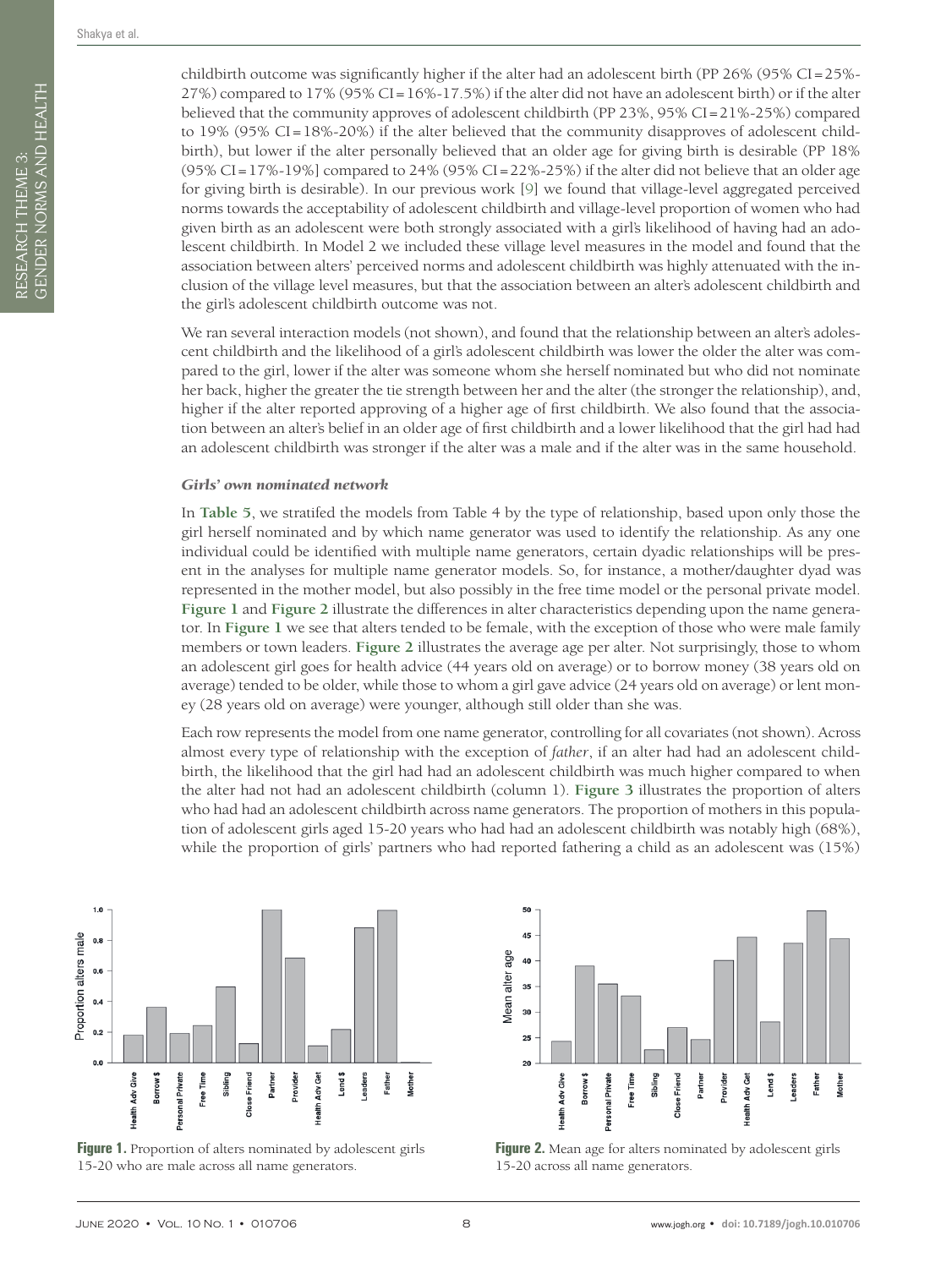childbirth outcome was significantly higher if the alter had an adolescent birth (PP 26% (95% CI=25%-27%) compared to 17% (95% CI=16%-17.5%) if the alter did not have an adolescent birth) or if the alter believed that the community approves of adolescent childbirth (PP 23%, 95% CI=21%-25%) compared to 19% (95% CI=18%-20%) if the alter believed that the community disapproves of adolescent childbirth), but lower if the alter personally believed that an older age for giving birth is desirable (PP 18% (95% CI=17%-19%] compared to 24% (95% CI=22%-25%) if the alter did not believe that an older age for giving birth is desirable). In our previous work [9] we found that village-level aggregated perceived norms towards the acceptability of adolescent childbirth and village-level proportion of women who had given birth as an adolescent were both strongly associated with a girl's likelihood of having had an adolescent childbirth. In Model 2 we included these village level measures in the model and found that the association between alters' perceived norms and adolescent childbirth was highly attenuated with the inclusion of the village level measures, but that the association between an alter's adolescent childbirth and the girl's adolescent childbirth outcome was not.

We ran several interaction models (not shown), and found that the relationship between an alter's adolescent childbirth and the likelihood of a girl's adolescent childbirth was lower the older the alter was compared to the girl, lower if the alter was someone whom she herself nominated but who did not nominate her back, higher the greater the tie strength between her and the alter (the stronger the relationship), and, higher if the alter reported approving of a higher age of first childbirth. We also found that the association between an alter's belief in an older age of first childbirth and a lower likelihood that the girl had had an adolescent childbirth was stronger if the alter was a male and if the alter was in the same household.

### *Girls' own nominated network*

In **Table 5**, we stratifed the models from Table 4 by the type of relationship, based upon only those the girl herself nominated and by which name generator was used to identify the relationship. As any one individual could be identified with multiple name generators, certain dyadic relationships will be present in the analyses for multiple name generator models. So, for instance, a mother/daughter dyad was represented in the mother model, but also possibly in the free time model or the personal private model. **Figure 1** and **Figure 2** illustrate the differences in alter characteristics depending upon the name generator. In **Figure 1** we see that alters tended to be female, with the exception of those who were male family members or town leaders. **Figure 2** illustrates the average age per alter. Not surprisingly, those to whom an adolescent girl goes for health advice (44 years old on average) or to borrow money (38 years old on average) tended to be older, while those to whom a girl gave advice (24 years old on average) or lent money (28 years old on average) were younger, although still older than she was.

Each row represents the model from one name generator, controlling for all covariates (not shown). Across almost every type of relationship with the exception of *father*, if an alter had had an adolescent childbirth, the likelihood that the girl had had an adolescent childbirth was much higher compared to when the alter had not had an adolescent childbirth (column 1). **Figure 3** illustrates the proportion of alters who had had an adolescent childbirth across name generators. The proportion of mothers in this population of adolescent girls aged 15-20 years who had had an adolescent childbirth was notably high (68%), while the proportion of girls' partners who had reported fathering a child as an adolescent was (15%)

**Figure 1.** Proportion of alters nominated by adolescent girls 15-20 who are male across all name generators.

**Figure 2.** Mean age for alters nominated by adolescent girls 15-20 across all name generators.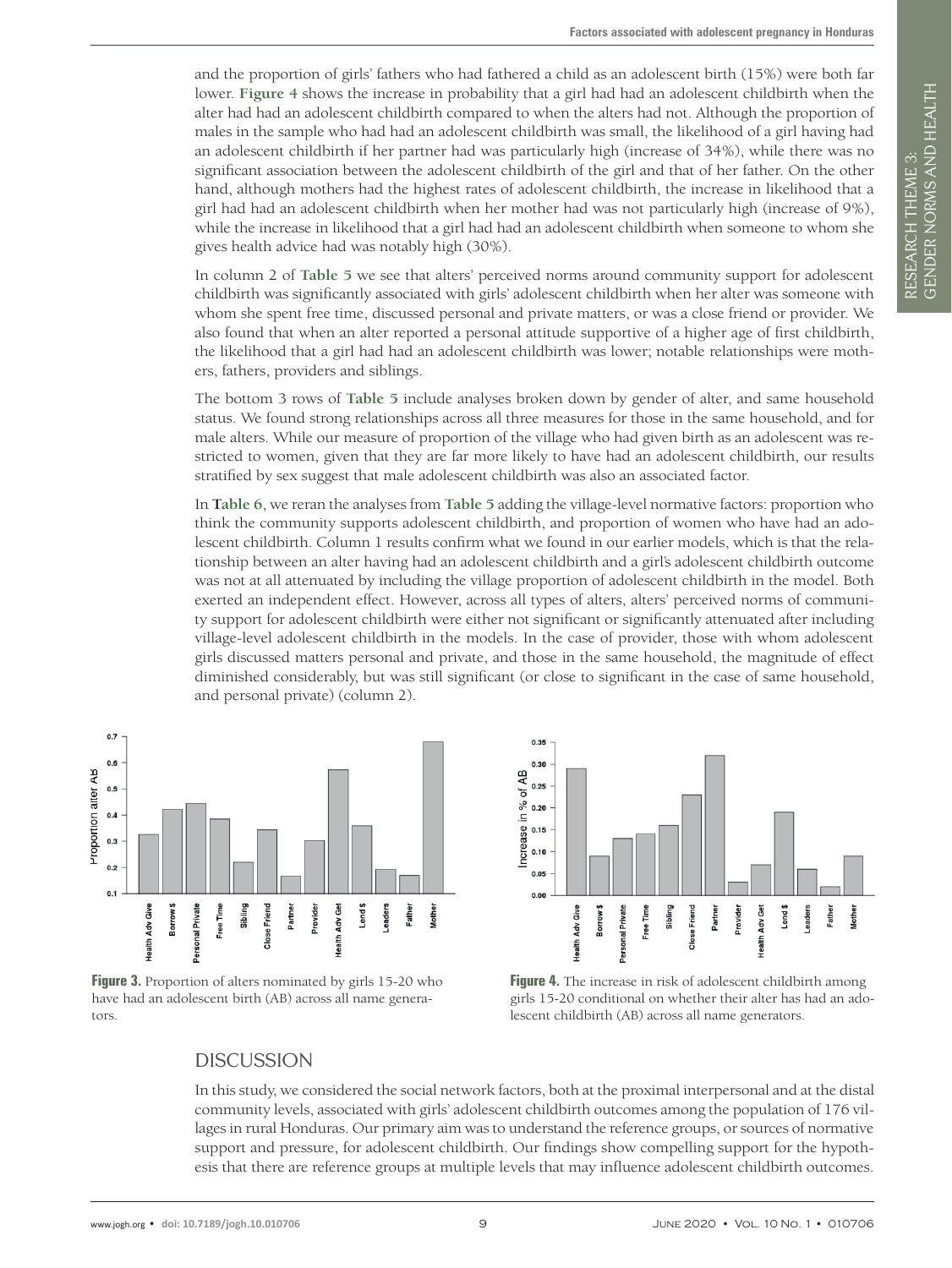and the proportion of girls' fathers who had fathered a child as an adolescent birth (15%) were both far lower. **Figure 4** shows the increase in probability that a girl had had an adolescent childbirth when the alter had had an adolescent childbirth compared to when the alters had not. Although the proportion of males in the sample who had had an adolescent childbirth was small, the likelihood of a girl having had an adolescent childbirth if her partner had was particularly high (increase of 34%), while there was no significant association between the adolescent childbirth of the girl and that of her father. On the other hand, although mothers had the highest rates of adolescent childbirth, the increase in likelihood that a girl had had an adolescent childbirth when her mother had was not particularly high (increase of 9%), while the increase in likelihood that a girl had had an adolescent childbirth when someone to whom she gives health advice had was notably high (30%).

In column 2 of **Table 5** we see that alters' perceived norms around community support for adolescent childbirth was significantly associated with girls' adolescent childbirth when her alter was someone with whom she spent free time, discussed personal and private matters, or was a close friend or provider. We also found that when an alter reported a personal attitude supportive of a higher age of first childbirth, the likelihood that a girl had had an adolescent childbirth was lower; notable relationships were mothers, fathers, providers and siblings.

The bottom 3 rows of **Table 5** include analyses broken down by gender of alter, and same household status. We found strong relationships across all three measures for those in the same household, and for male alters. While our measure of proportion of the village who had given birth as an adolescent was restricted to women, given that they are far more likely to have had an adolescent childbirth, our results stratified by sex suggest that male adolescent childbirth was also an associated factor.

In **Table 6**, we reran the analyses from **Table 5** adding the village-level normative factors: proportion who think the community supports adolescent childbirth, and proportion of women who have had an adolescent childbirth. Column 1 results confirm what we found in our earlier models, which is that the relationship between an alter having had an adolescent childbirth and a girl's adolescent childbirth outcome was not at all attenuated by including the village proportion of adolescent childbirth in the model. Both exerted an independent effect. However, across all types of alters, alters' perceived norms of community support for adolescent childbirth were either not significant or significantly attenuated after including village-level adolescent childbirth in the models. In the case of provider, those with whom adolescent girls discussed matters personal and private, and those in the same household, the magnitude of effect diminished considerably, but was still significant (or close to significant in the case of same household, and personal private) (column 2).

**Figure 3.** Proportion of alters nominated by girls 15-20 who have had an adolescent birth (AB) across all name generators.

**Figure 4.** The increase in risk of adolescent childbirth among girls 15-20 conditional on whether their alter has had an adolescent childbirth (AB) across all name generators.

## DISCUSSION

In this study, we considered the social network factors, both at the proximal interpersonal and at the distal community levels, associated with girls' adolescent childbirth outcomes among the population of 176 villages in rural Honduras. Our primary aim was to understand the reference groups, or sources of normative support and pressure, for adolescent childbirth. Our findings show compelling support for the hypothesis that there are reference groups at multiple levels that may influence adolescent childbirth outcomes.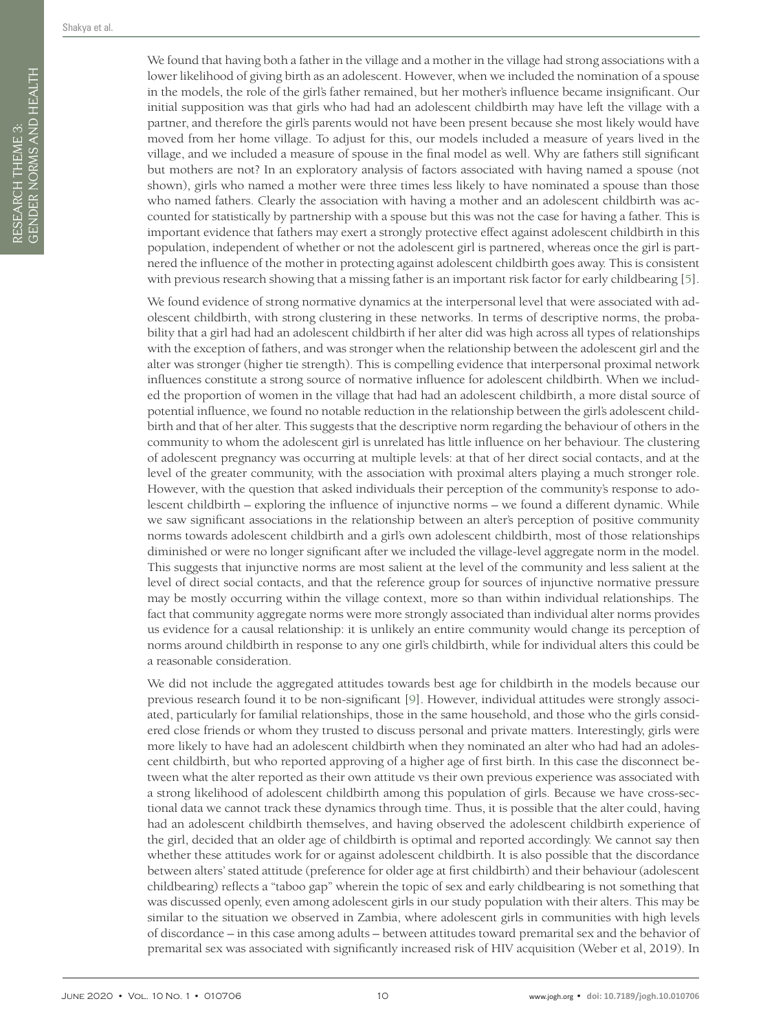We found that having both a father in the village and a mother in the village had strong associations with a lower likelihood of giving birth as an adolescent. However, when we included the nomination of a spouse in the models, the role of the girl's father remained, but her mother's influence became insignificant. Our initial supposition was that girls who had had an adolescent childbirth may have left the village with a partner, and therefore the girl's parents would not have been present because she most likely would have moved from her home village. To adjust for this, our models included a measure of years lived in the village, and we included a measure of spouse in the final model as well. Why are fathers still significant but mothers are not? In an exploratory analysis of factors associated with having named a spouse (not shown), girls who named a mother were three times less likely to have nominated a spouse than those who named fathers. Clearly the association with having a mother and an adolescent childbirth was accounted for statistically by partnership with a spouse but this was not the case for having a father. This is important evidence that fathers may exert a strongly protective effect against adolescent childbirth in this population, independent of whether or not the adolescent girl is partnered, whereas once the girl is partnered the influence of the mother in protecting against adolescent childbirth goes away. This is consistent with previous research showing that a missing father is an important risk factor for early childbearing [5].

We found evidence of strong normative dynamics at the interpersonal level that were associated with adolescent childbirth, with strong clustering in these networks. In terms of descriptive norms, the probability that a girl had had an adolescent childbirth if her alter did was high across all types of relationships with the exception of fathers, and was stronger when the relationship between the adolescent girl and the alter was stronger (higher tie strength). This is compelling evidence that interpersonal proximal network influences constitute a strong source of normative influence for adolescent childbirth. When we included the proportion of women in the village that had had an adolescent childbirth, a more distal source of potential influence, we found no notable reduction in the relationship between the girl's adolescent childbirth and that of her alter. This suggests that the descriptive norm regarding the behaviour of others in the community to whom the adolescent girl is unrelated has little influence on her behaviour. The clustering of adolescent pregnancy was occurring at multiple levels: at that of her direct social contacts, and at the level of the greater community, with the association with proximal alters playing a much stronger role. However, with the question that asked individuals their perception of the community's response to adolescent childbirth – exploring the influence of injunctive norms – we found a different dynamic. While we saw significant associations in the relationship between an alter's perception of positive community norms towards adolescent childbirth and a girl's own adolescent childbirth, most of those relationships diminished or were no longer significant after we included the village-level aggregate norm in the model. This suggests that injunctive norms are most salient at the level of the community and less salient at the level of direct social contacts, and that the reference group for sources of injunctive normative pressure may be mostly occurring within the village context, more so than within individual relationships. The fact that community aggregate norms were more strongly associated than individual alter norms provides us evidence for a causal relationship: it is unlikely an entire community would change its perception of norms around childbirth in response to any one girl's childbirth, while for individual alters this could be a reasonable consideration.

We did not include the aggregated attitudes towards best age for childbirth in the models because our previous research found it to be non-significant [9]. However, individual attitudes were strongly associated, particularly for familial relationships, those in the same household, and those who the girls considered close friends or whom they trusted to discuss personal and private matters. Interestingly, girls were more likely to have had an adolescent childbirth when they nominated an alter who had had an adolescent childbirth, but who reported approving of a higher age of first birth. In this case the disconnect between what the alter reported as their own attitude vs their own previous experience was associated with a strong likelihood of adolescent childbirth among this population of girls. Because we have cross-sectional data we cannot track these dynamics through time. Thus, it is possible that the alter could, having had an adolescent childbirth themselves, and having observed the adolescent childbirth experience of the girl, decided that an older age of childbirth is optimal and reported accordingly. We cannot say then whether these attitudes work for or against adolescent childbirth. It is also possible that the discordance between alters' stated attitude (preference for older age at first childbirth) and their behaviour (adolescent childbearing) reflects a "taboo gap" wherein the topic of sex and early childbearing is not something that was discussed openly, even among adolescent girls in our study population with their alters. This may be similar to the situation we observed in Zambia, where adolescent girls in communities with high levels of discordance – in this case among adults – between attitudes toward premarital sex and the behavior of premarital sex was associated with significantly increased risk of HIV acquisition (Weber et al, 2019). In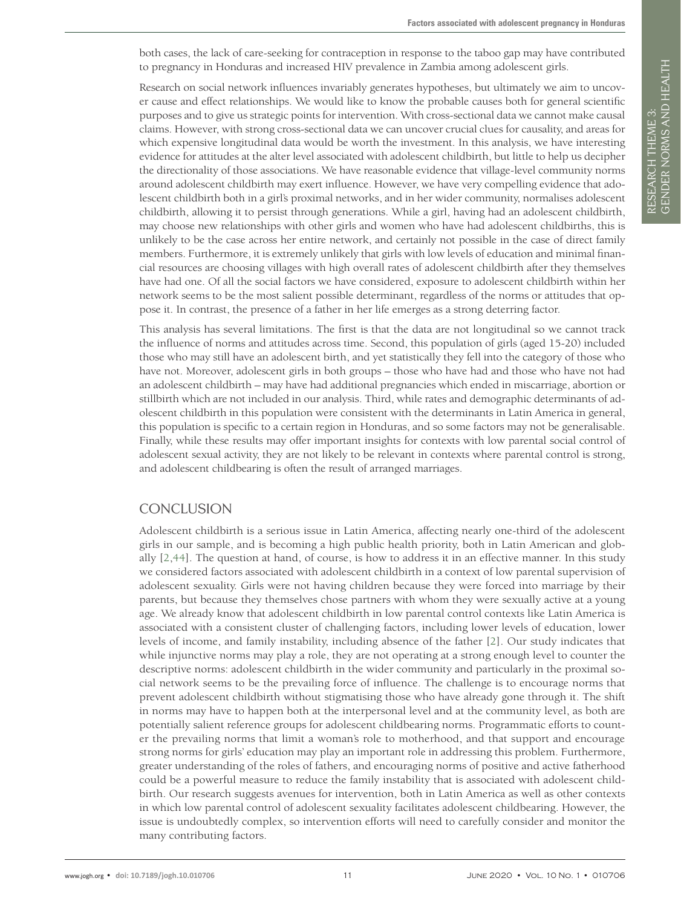both cases, the lack of care-seeking for contraception in response to the taboo gap may have contributed to pregnancy in Honduras and increased HIV prevalence in Zambia among adolescent girls.

Research on social network influences invariably generates hypotheses, but ultimately we aim to uncover cause and effect relationships. We would like to know the probable causes both for general scientific purposes and to give us strategic points for intervention. With cross-sectional data we cannot make causal claims. However, with strong cross-sectional data we can uncover crucial clues for causality, and areas for which expensive longitudinal data would be worth the investment. In this analysis, we have interesting evidence for attitudes at the alter level associated with adolescent childbirth, but little to help us decipher the directionality of those associations. We have reasonable evidence that village-level community norms around adolescent childbirth may exert influence. However, we have very compelling evidence that adolescent childbirth both in a girl's proximal networks, and in her wider community, normalises adolescent childbirth, allowing it to persist through generations. While a girl, having had an adolescent childbirth, may choose new relationships with other girls and women who have had adolescent childbirths, this is unlikely to be the case across her entire network, and certainly not possible in the case of direct family members. Furthermore, it is extremely unlikely that girls with low levels of education and minimal financial resources are choosing villages with high overall rates of adolescent childbirth after they themselves have had one. Of all the social factors we have considered, exposure to adolescent childbirth within her network seems to be the most salient possible determinant, regardless of the norms or attitudes that oppose it. In contrast, the presence of a father in her life emerges as a strong deterring factor.

This analysis has several limitations. The first is that the data are not longitudinal so we cannot track the influence of norms and attitudes across time. Second, this population of girls (aged 15-20) included those who may still have an adolescent birth, and yet statistically they fell into the category of those who have not. Moreover, adolescent girls in both groups – those who have had and those who have not had an adolescent childbirth – may have had additional pregnancies which ended in miscarriage, abortion or stillbirth which are not included in our analysis. Third, while rates and demographic determinants of adolescent childbirth in this population were consistent with the determinants in Latin America in general, this population is specific to a certain region in Honduras, and so some factors may not be generalisable. Finally, while these results may offer important insights for contexts with low parental social control of adolescent sexual activity, they are not likely to be relevant in contexts where parental control is strong, and adolescent childbearing is often the result of arranged marriages.

## CONCLUSION

Adolescent childbirth is a serious issue in Latin America, affecting nearly one-third of the adolescent girls in our sample, and is becoming a high public health priority, both in Latin American and globally [2,44]. The question at hand, of course, is how to address it in an effective manner. In this study we considered factors associated with adolescent childbirth in a context of low parental supervision of adolescent sexuality. Girls were not having children because they were forced into marriage by their parents, but because they themselves chose partners with whom they were sexually active at a young age. We already know that adolescent childbirth in low parental control contexts like Latin America is associated with a consistent cluster of challenging factors, including lower levels of education, lower levels of income, and family instability, including absence of the father [2]. Our study indicates that while injunctive norms may play a role, they are not operating at a strong enough level to counter the descriptive norms: adolescent childbirth in the wider community and particularly in the proximal social network seems to be the prevailing force of influence. The challenge is to encourage norms that prevent adolescent childbirth without stigmatising those who have already gone through it. The shift in norms may have to happen both at the interpersonal level and at the community level, as both are potentially salient reference groups for adolescent childbearing norms. Programmatic efforts to counter the prevailing norms that limit a woman's role to motherhood, and that support and encourage strong norms for girls' education may play an important role in addressing this problem. Furthermore, greater understanding of the roles of fathers, and encouraging norms of positive and active fatherhood could be a powerful measure to reduce the family instability that is associated with adolescent childbirth. Our research suggests avenues for intervention, both in Latin America as well as other contexts in which low parental control of adolescent sexuality facilitates adolescent childbearing. However, the issue is undoubtedly complex, so intervention efforts will need to carefully consider and monitor the many contributing factors.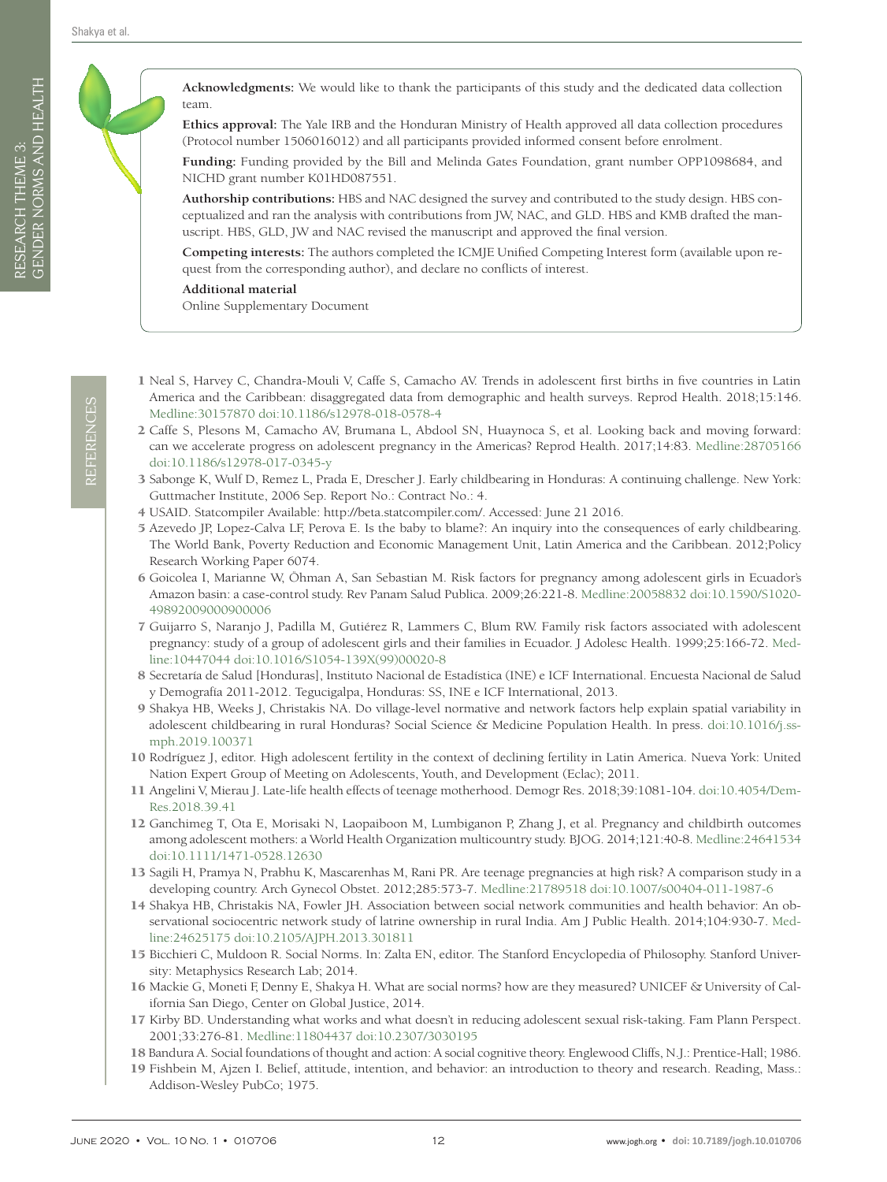**Acknowledgments:** We would like to thank the participants of this study and the dedicated data collection team.

**Ethics approval:** The Yale IRB and the Honduran Ministry of Health approved all data collection procedures (Protocol number 1506016012) and all participants provided informed consent before enrolment.

**Funding:** Funding provided by the Bill and Melinda Gates Foundation, grant number OPP1098684, and NICHD grant number K01HD087551.

**Authorship contributions:** HBS and NAC designed the survey and contributed to the study design. HBS conceptualized and ran the analysis with contributions from JW, NAC, and GLD. HBS and KMB drafted the manuscript. HBS, GLD, JW and NAC revised the manuscript and approved the final version.

**Competing interests:** The authors completed the ICMJE Unified Competing Interest form (available upon request from the corresponding author), and declare no conflicts of interest.

**Additional material**

Online Supplementary Document

## REFERENCES

1. Neal S, Harvey C, Chandra-Mouli V, Caffe S, Camacho AV. Trends in adolescent first births in five countries in Latin America and the Caribbean: disaggregated data from demographic and health surveys. Reprod Health. 2018;15:146. Medline:30157870 doi:10.1186/s12978-018-0578-4
2. Caffe S, Plesons M, Camacho AV, Brumana L, Abdool SN, Huaynoca S, et al. Looking back and moving forward: can we accelerate progress on adolescent pregnancy in the Americas? Reprod Health. 2017;14:83. Medline:28705166 doi:10.1186/s12978-017-0345-y
3. Sabonge K, Wulf D, Remez L, Prada E, Drescher J. Early childbearing in Honduras: A continuing challenge. New York: Guttmacher Institute, 2006 Sep. Report No.: Contract No.: 4.
4. USAID. Statcompiler Available: http://beta.statcompiler.com/. Accessed: June 21 2016.
5. Azevedo JP, Lopez-Calva LF, Perova E. Is the baby to blame?: An inquiry into the consequences of early childbearing. The World Bank, Poverty Reduction and Economic Management Unit, Latin America and the Caribbean. 2012;Policy Research Working Paper 6074.
6. Goicolea I, Marianne W, Öhman A, San Sebastian M. Risk factors for pregnancy among adolescent girls in Ecuador's Amazon basin: a case-control study. Rev Panam Salud Publica. 2009;26:221-8. Medline:20058832 doi:10.1590/S1020-49892009000900006
7. Guijarro S, Naranjo J, Padilla M, Gutiérez R, Lammers C, Blum RW. Family risk factors associated with adolescent pregnancy: study of a group of adolescent girls and their families in Ecuador. J Adolesc Health. 1999;25:166-72. Medline:10447044 doi:10.1016/S1054-139X(99)00020-8
8. Secretaría de Salud [Honduras], Instituto Nacional de Estadística (INE) e ICF International. Encuesta Nacional de Salud y Demografía 2011-2012. Tegucigalpa, Honduras: SS, INE e ICF International, 2013.
9. Shakya HB, Weeks J, Christakis NA. Do village-level normative and network factors help explain spatial variability in adolescent childbearing in rural Honduras? Social Science & Medicine Population Health. In press. doi:10.1016/j.ssmph.2019.100371
10. Rodríguez J, editor. High adolescent fertility in the context of declining fertility in Latin America. Nueva York: United Nation Expert Group of Meeting on Adolescents, Youth, and Development (Eclac); 2011.
11. Angelini V, Mierau J. Late-life health effects of teenage motherhood. Demogr Res. 2018;39:1081-104. doi:10.4054/DemRes.2018.39.41
12. Ganchimeg T, Ota E, Morisaki N, Laopaiboon M, Lumbiganon P, Zhang J, et al. Pregnancy and childbirth outcomes among adolescent mothers: a World Health Organization multicountry study. BJOG. 2014;121:40-8. Medline:24641534 doi:10.1111/1471-0528.12630
13. Sagili H, Pramya N, Prabhu K, Mascarenhas M, Rani PR. Are teenage pregnancies at high risk? A comparison study in a developing country. Arch Gynecol Obstet. 2012;285:573-7. Medline:21789518 doi:10.1007/s00404-011-1987-6
14. Shakya HB, Christakis NA, Fowler JH. Association between social network communities and health behavior: An observational sociocentric network study of latrine ownership in rural India. Am J Public Health. 2014;104:930-7. Medline:24625175 doi:10.2105/AJPH.2013.301811
15. Bicchieri C, Muldoon R. Social Norms. In: Zalta EN, editor. The Stanford Encyclopedia of Philosophy. Stanford University: Metaphysics Research Lab; 2014.
16. Mackie G, Moneti F, Denny E, Shakya H. What are social norms? how are they measured? UNICEF & University of California San Diego, Center on Global Justice, 2014.
17. Kirby BD. Understanding what works and what doesn't in reducing adolescent sexual risk-taking. Fam Plann Perspect. 2001;33:276-81. Medline:11804437 doi:10.2307/3030195
18. Bandura A. Social foundations of thought and action: A social cognitive theory. Englewood Cliffs, N.J.: Prentice-Hall; 1986.
19. Fishbein M, Ajzen I. Belief, attitude, intention, and behavior: an introduction to theory and research. Reading, Mass.: Addison-Wesley PubCo; 1975.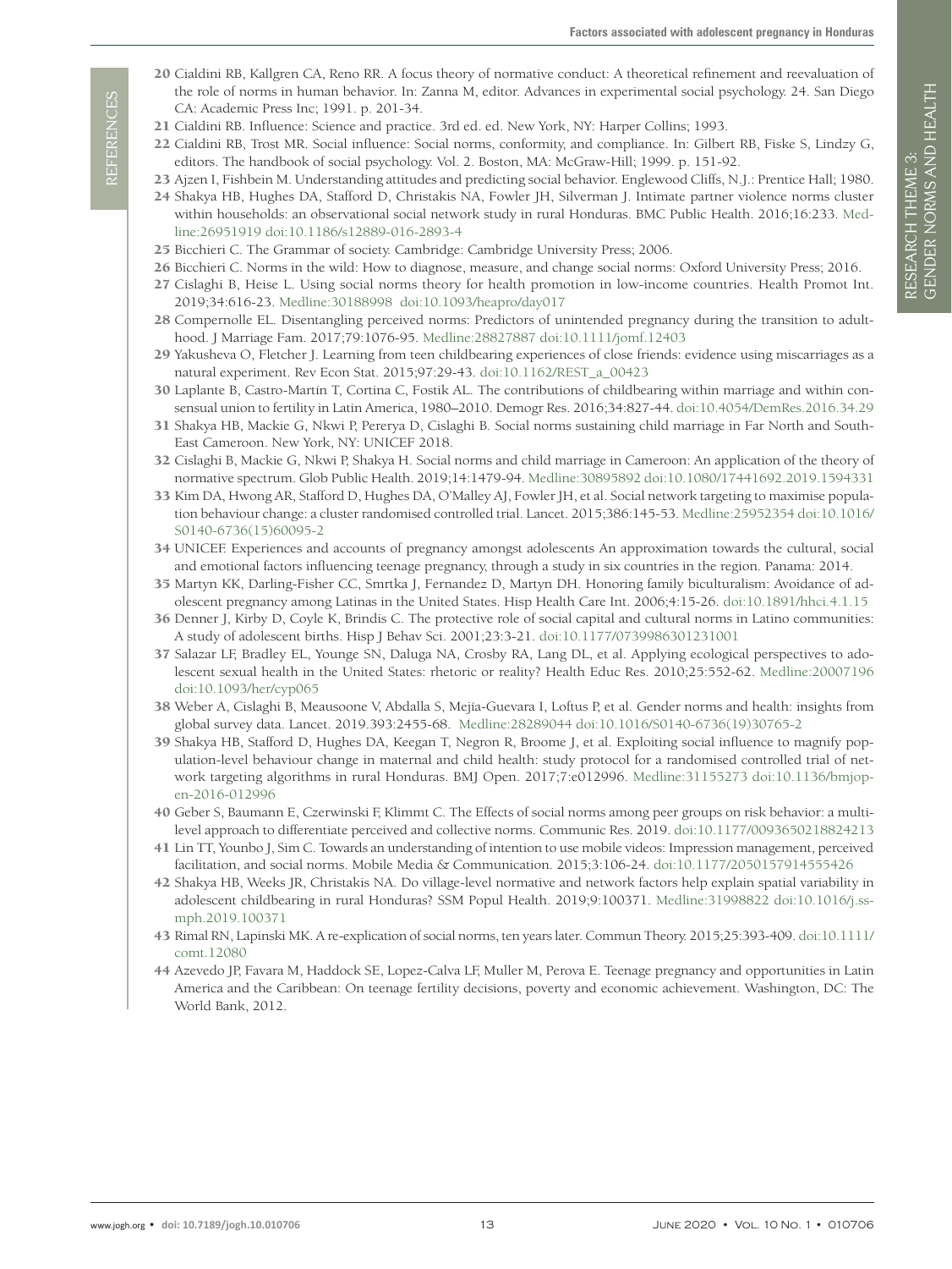20 Cialdini RB, Kallgren CA, Reno RR. A focus theory of normative conduct: A theoretical refinement and reevaluation of the role of norms in human behavior. In: Zanna M, editor. Advances in experimental social psychology. 24. San Diego CA: Academic Press Inc; 1991. p. 201-34.

21 Cialdini RB. Influence: Science and practice. 3rd ed. ed. New York, NY: Harper Collins; 1993.

22 Cialdini RB, Trost MR. Social influence: Social norms, conformity, and compliance. In: Gilbert RB, Fiske S, Lindzy G, editors. The handbook of social psychology. Vol. 2. Boston, MA: McGraw-Hill; 1999. p. 151-92.

23 Ajzen I, Fishbein M. Understanding attitudes and predicting social behavior. Englewood Cliffs, N.J.: Prentice Hall; 1980.

24 Shakya HB, Hughes DA, Stafford D, Christakis NA, Fowler JH, Silverman J. Intimate partner violence norms cluster within households: an observational social network study in rural Honduras. BMC Public Health. 2016;16:233. Medline:26951919 doi:10.1186/s12889-016-2893-4

25 Bicchieri C. The Grammar of society. Cambridge: Cambridge University Press; 2006.

26 Bicchieri C. Norms in the wild: How to diagnose, measure, and change social norms: Oxford University Press; 2016.

27 Cislaghi B, Heise L. Using social norms theory for health promotion in low-income countries. Health Promot Int. 2019;34:616-23. Medline:30188998 doi:10.1093/heapro/day017

28 Compernolle EL. Disentangling perceived norms: Predictors of unintended pregnancy during the transition to adulthood. J Marriage Fam. 2017;79:1076-95. Medline:28827887 doi:10.1111/jomf.12403

29 Yakusheva O, Fletcher J. Learning from teen childbearing experiences of close friends: evidence using miscarriages as a natural experiment. Rev Econ Stat. 2015;97:29-43. doi:10.1162/REST_a_00423

30 Laplante B, Castro-Martín T, Cortina C, Fostik AL. The contributions of childbearing within marriage and within consensual union to fertility in Latin America, 1980–2010. Demogr Res. 2016;34:827-44. doi:10.4054/DemRes.2016.34.29

31 Shakya HB, Mackie G, Nkwi P, Pererya D, Cislaghi B. Social norms sustaining child marriage in Far North and South-East Cameroon. New York, NY: UNICEF 2018.

32 Cislaghi B, Mackie G, Nkwi P, Shakya H. Social norms and child marriage in Cameroon: An application of the theory of normative spectrum. Glob Public Health. 2019;14:1479-94. Medline:30895892 doi:10.1080/17441692.2019.1594331

33 Kim DA, Hwong AR, Stafford D, Hughes DA, O'Malley AJ, Fowler JH, et al. Social network targeting to maximise population behaviour change: a cluster randomised controlled trial. Lancet. 2015;386:145-53. Medline:25952354 doi:10.1016/S0140-6736(15)60095-2

34 UNICEF. Experiences and accounts of pregnancy amongst adolescents An approximation towards the cultural, social and emotional factors influencing teenage pregnancy, through a study in six countries in the region. Panama: 2014.

35 Martyn KK, Darling-Fisher CC, Smrtka J, Fernandez D, Martyn DH. Honoring family biculturalism: Avoidance of adolescent pregnancy among Latinas in the United States. Hisp Health Care Int. 2006;4:15-26. doi:10.1891/hhci.4.1.15

36 Denner J, Kirby D, Coyle K, Brindis C. The protective role of social capital and cultural norms in Latino communities: A study of adolescent births. Hisp J Behav Sci. 2001;23:3-21. doi:10.1177/0739986301231001

37 Salazar LF, Bradley EL, Younge SN, Daluga NA, Crosby RA, Lang DL, et al. Applying ecological perspectives to adolescent sexual health in the United States: rhetoric or reality? Health Educ Res. 2010;25:552-62. Medline:20007196 doi:10.1093/her/cyp065

38 Weber A, Cislaghi B, Meausoone V, Abdalla S, Mejía-Guevara I, Loftus P, et al. Gender norms and health: insights from global survey data. Lancet. 2019.393:2455-68. Medline:28289044 doi:10.1016/S0140-6736(19)30765-2

39 Shakya HB, Stafford D, Hughes DA, Keegan T, Negron R, Broome J, et al. Exploiting social influence to magnify population-level behaviour change in maternal and child health: study protocol for a randomised controlled trial of network targeting algorithms in rural Honduras. BMJ Open. 2017;7:e012996. Medline:31155273 doi:10.1136/bmjopen-2016-012996

40 Geber S, Baumann E, Czerwinski F, Klimmt C. The Effects of social norms among peer groups on risk behavior: a multilevel approach to differentiate perceived and collective norms. Communic Res. 2019. doi:10.1177/0093650218824213

41 Lin TT, Younbo J, Sim C. Towards an understanding of intention to use mobile videos: Impression management, perceived facilitation, and social norms. Mobile Media & Communication. 2015;3:106-24. doi:10.1177/2050157914555426

42 Shakya HB, Weeks JR, Christakis NA. Do village-level normative and network factors help explain spatial variability in adolescent childbearing in rural Honduras? SSM Popul Health. 2019;9:100371. Medline:31998822 doi:10.1016/j.ssmph.2019.100371

43 Rimal RN, Lapinski MK. A re-explication of social norms, ten years later. Commun Theory. 2015;25:393-409. doi:10.1111/comt.12080

44 Azevedo JP, Favara M, Haddock SE, Lopez-Calva LF, Muller M, Perova E. Teenage pregnancy and opportunities in Latin America and the Caribbean: On teenage fertility decisions, poverty and economic achievement. Washington, DC: The World Bank, 2012.